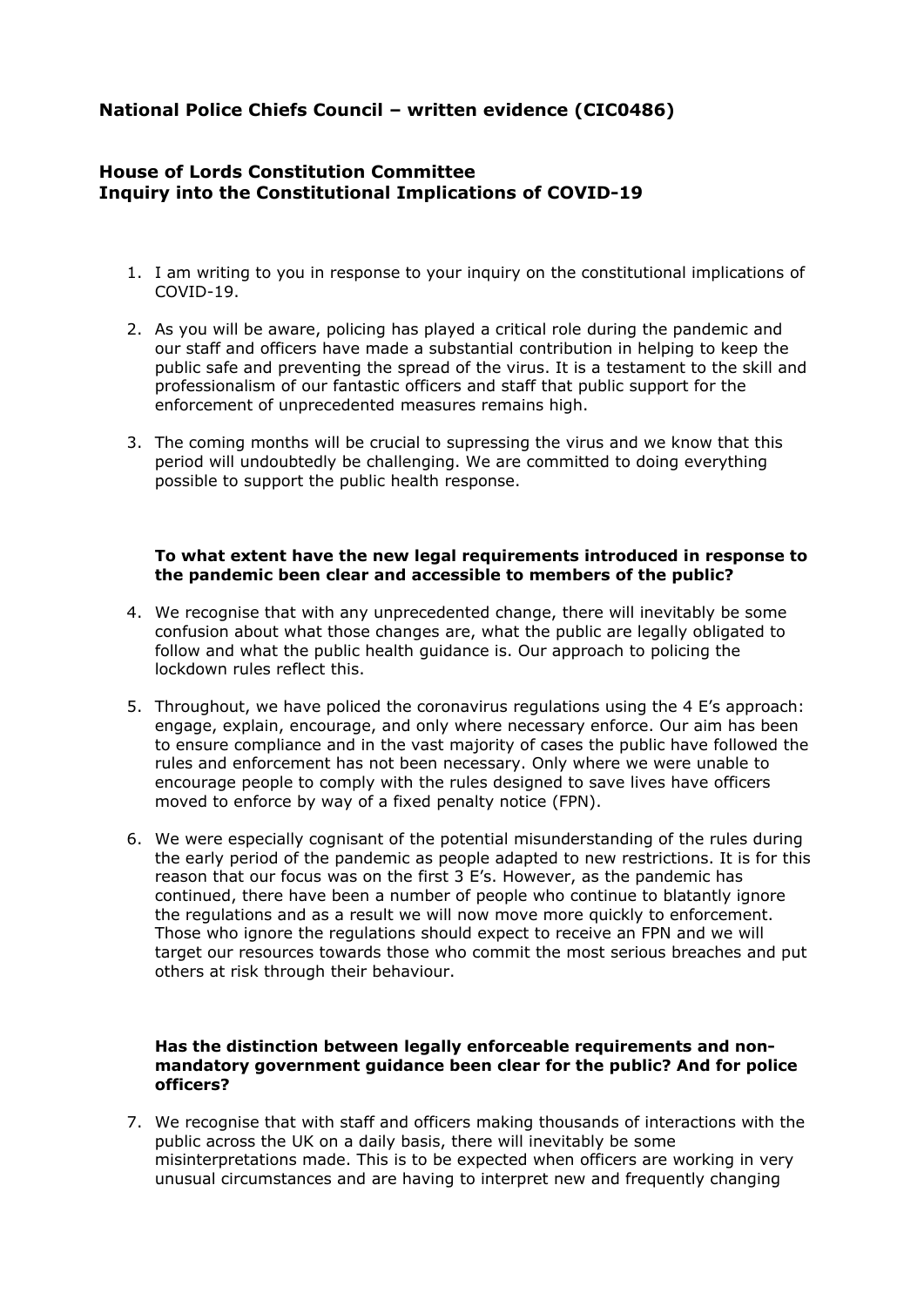## National Police Chiefs Council – written evidence (CIC0486)

### House of Lords Constitution Committee
### Inquiry into the Constitutional Implications of COVID-19

1. I am writing to you in response to your inquiry on the constitutional implications of COVID-19.

2. As you will be aware, policing has played a critical role during the pandemic and our staff and officers have made a substantial contribution in helping to keep the public safe and preventing the spread of the virus. It is a testament to the skill and professionalism of our fantastic officers and staff that public support for the enforcement of unprecedented measures remains high.

3. The coming months will be crucial to supressing the virus and we know that this period will undoubtedly be challenging. We are committed to doing everything possible to support the public health response.

**To what extent have the new legal requirements introduced in response to the pandemic been clear and accessible to members of the public?**

4. We recognise that with any unprecedented change, there will inevitably be some confusion about what those changes are, what the public are legally obligated to follow and what the public health guidance is. Our approach to policing the lockdown rules reflect this.

5. Throughout, we have policed the coronavirus regulations using the 4 E's approach: engage, explain, encourage, and only where necessary enforce. Our aim has been to ensure compliance and in the vast majority of cases the public have followed the rules and enforcement has not been necessary. Only where we were unable to encourage people to comply with the rules designed to save lives have officers moved to enforce by way of a fixed penalty notice (FPN).

6. We were especially cognisant of the potential misunderstanding of the rules during the early period of the pandemic as people adapted to new restrictions. It is for this reason that our focus was on the first 3 E's. However, as the pandemic has continued, there have been a number of people who continue to blatantly ignore the regulations and as a result we will now move more quickly to enforcement. Those who ignore the regulations should expect to receive an FPN and we will target our resources towards those who commit the most serious breaches and put others at risk through their behaviour.

**Has the distinction between legally enforceable requirements and non-mandatory government guidance been clear for the public? And for police officers?**

7. We recognise that with staff and officers making thousands of interactions with the public across the UK on a daily basis, there will inevitably be some misinterpretations made. This is to be expected when officers are working in very unusual circumstances and are having to interpret new and frequently changing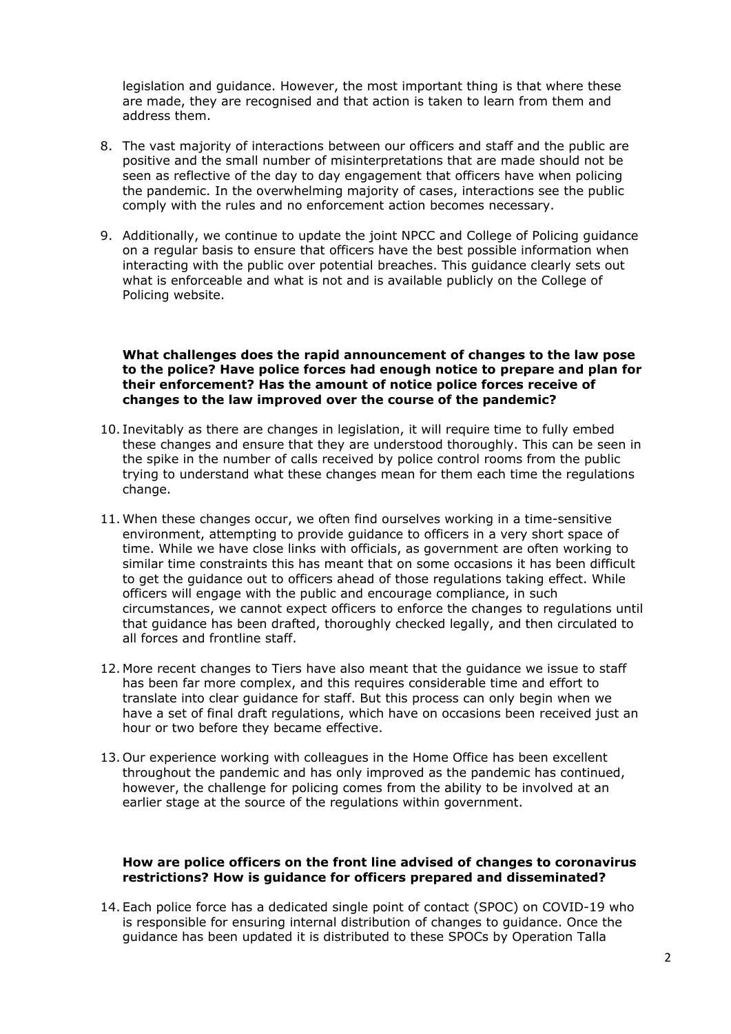legislation and guidance. However, the most important thing is that where these are made, they are recognised and that action is taken to learn from them and address them.

8. The vast majority of interactions between our officers and staff and the public are positive and the small number of misinterpretations that are made should not be seen as reflective of the day to day engagement that officers have when policing the pandemic. In the overwhelming majority of cases, interactions see the public comply with the rules and no enforcement action becomes necessary.

9. Additionally, we continue to update the joint NPCC and College of Policing guidance on a regular basis to ensure that officers have the best possible information when interacting with the public over potential breaches. This guidance clearly sets out what is enforceable and what is not and is available publicly on the College of Policing website.

**What challenges does the rapid announcement of changes to the law pose to the police? Have police forces had enough notice to prepare and plan for their enforcement? Has the amount of notice police forces receive of changes to the law improved over the course of the pandemic?**

10. Inevitably as there are changes in legislation, it will require time to fully embed these changes and ensure that they are understood thoroughly. This can be seen in the spike in the number of calls received by police control rooms from the public trying to understand what these changes mean for them each time the regulations change.

11. When these changes occur, we often find ourselves working in a time-sensitive environment, attempting to provide guidance to officers in a very short space of time. While we have close links with officials, as government are often working to similar time constraints this has meant that on some occasions it has been difficult to get the guidance out to officers ahead of those regulations taking effect. While officers will engage with the public and encourage compliance, in such circumstances, we cannot expect officers to enforce the changes to regulations until that guidance has been drafted, thoroughly checked legally, and then circulated to all forces and frontline staff.

12. More recent changes to Tiers have also meant that the guidance we issue to staff has been far more complex, and this requires considerable time and effort to translate into clear guidance for staff. But this process can only begin when we have a set of final draft regulations, which have on occasions been received just an hour or two before they became effective.

13. Our experience working with colleagues in the Home Office has been excellent throughout the pandemic and has only improved as the pandemic has continued, however, the challenge for policing comes from the ability to be involved at an earlier stage at the source of the regulations within government.

**How are police officers on the front line advised of changes to coronavirus restrictions? How is guidance for officers prepared and disseminated?**

14. Each police force has a dedicated single point of contact (SPOC) on COVID-19 who is responsible for ensuring internal distribution of changes to guidance. Once the guidance has been updated it is distributed to these SPOCs by Operation Talla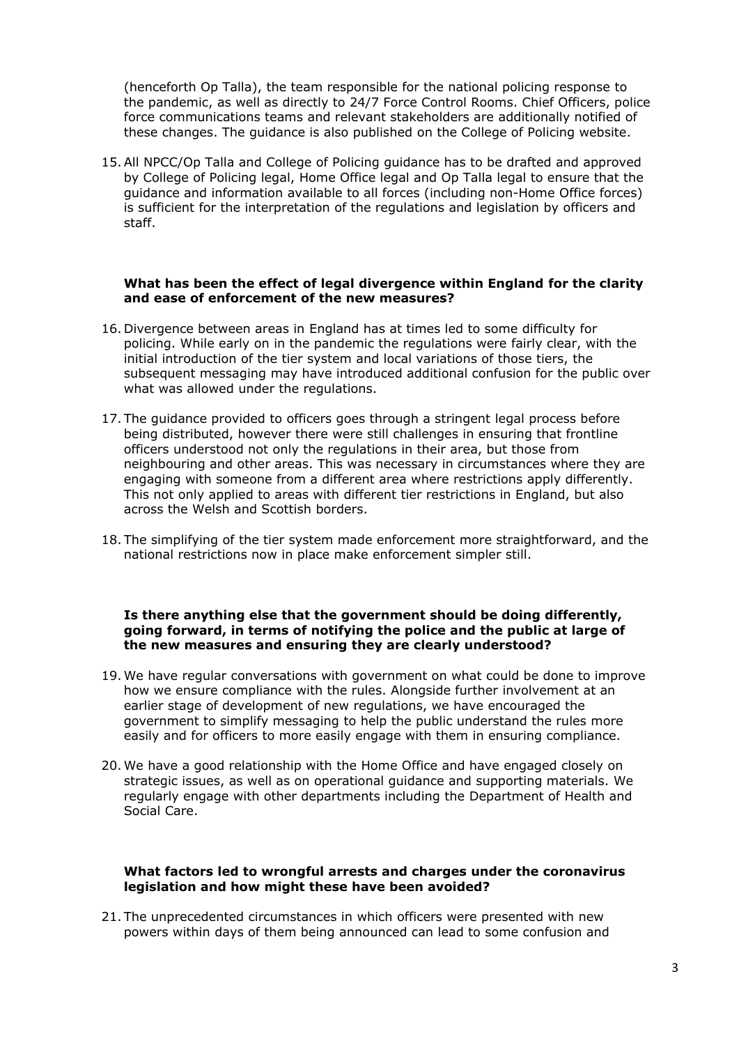(henceforth Op Talla), the team responsible for the national policing response to the pandemic, as well as directly to 24/7 Force Control Rooms. Chief Officers, police force communications teams and relevant stakeholders are additionally notified of these changes. The guidance is also published on the College of Policing website.

15. All NPCC/Op Talla and College of Policing guidance has to be drafted and approved by College of Policing legal, Home Office legal and Op Talla legal to ensure that the guidance and information available to all forces (including non-Home Office forces) is sufficient for the interpretation of the regulations and legislation by officers and staff.

**What has been the effect of legal divergence within England for the clarity and ease of enforcement of the new measures?**

16. Divergence between areas in England has at times led to some difficulty for policing. While early on in the pandemic the regulations were fairly clear, with the initial introduction of the tier system and local variations of those tiers, the subsequent messaging may have introduced additional confusion for the public over what was allowed under the regulations.

17. The guidance provided to officers goes through a stringent legal process before being distributed, however there were still challenges in ensuring that frontline officers understood not only the regulations in their area, but those from neighbouring and other areas. This was necessary in circumstances where they are engaging with someone from a different area where restrictions apply differently. This not only applied to areas with different tier restrictions in England, but also across the Welsh and Scottish borders.

18. The simplifying of the tier system made enforcement more straightforward, and the national restrictions now in place make enforcement simpler still.

**Is there anything else that the government should be doing differently, going forward, in terms of notifying the police and the public at large of the new measures and ensuring they are clearly understood?**

19. We have regular conversations with government on what could be done to improve how we ensure compliance with the rules. Alongside further involvement at an earlier stage of development of new regulations, we have encouraged the government to simplify messaging to help the public understand the rules more easily and for officers to more easily engage with them in ensuring compliance.

20. We have a good relationship with the Home Office and have engaged closely on strategic issues, as well as on operational guidance and supporting materials. We regularly engage with other departments including the Department of Health and Social Care.

**What factors led to wrongful arrests and charges under the coronavirus legislation and how might these have been avoided?**

21. The unprecedented circumstances in which officers were presented with new powers within days of them being announced can lead to some confusion and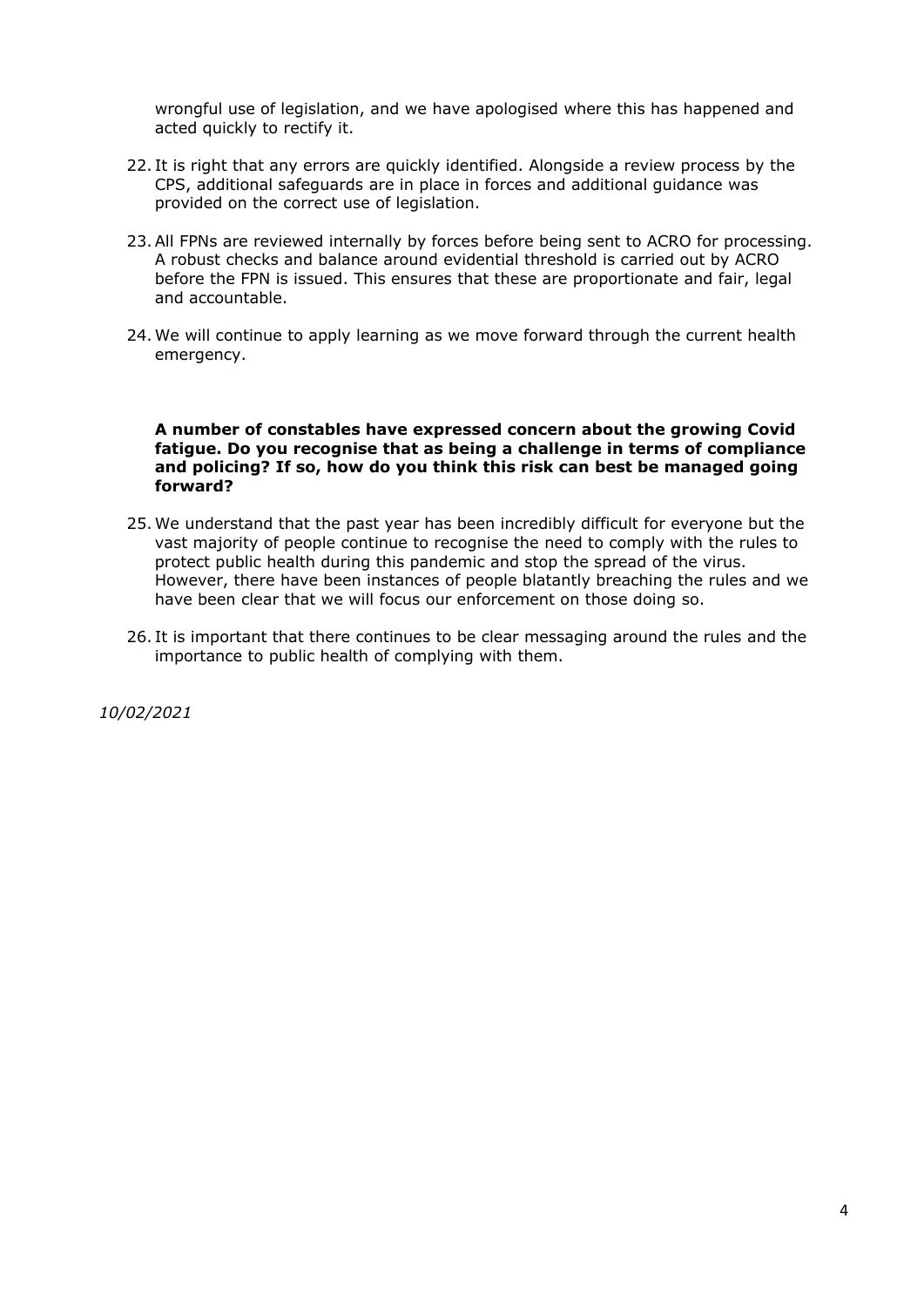wrongful use of legislation, and we have apologised where this has happened and acted quickly to rectify it.

22. It is right that any errors are quickly identified. Alongside a review process by the CPS, additional safeguards are in place in forces and additional guidance was provided on the correct use of legislation.

23. All FPNs are reviewed internally by forces before being sent to ACRO for processing. A robust checks and balance around evidential threshold is carried out by ACRO before the FPN is issued. This ensures that these are proportionate and fair, legal and accountable.

24. We will continue to apply learning as we move forward through the current health emergency.

**A number of constables have expressed concern about the growing Covid fatigue. Do you recognise that as being a challenge in terms of compliance and policing? If so, how do you think this risk can best be managed going forward?**

25. We understand that the past year has been incredibly difficult for everyone but the vast majority of people continue to recognise the need to comply with the rules to protect public health during this pandemic and stop the spread of the virus. However, there have been instances of people blatantly breaching the rules and we have been clear that we will focus our enforcement on those doing so.

26. It is important that there continues to be clear messaging around the rules and the importance to public health of complying with them.

*10/02/2021*